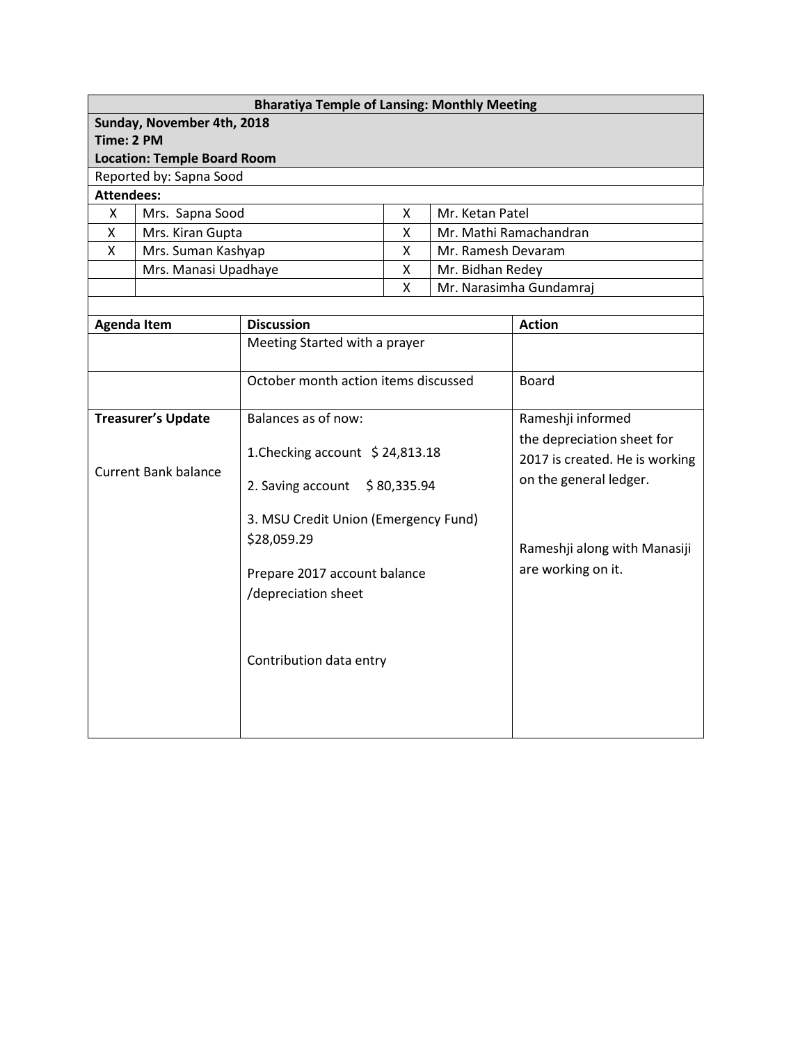## Bharatiya Temple of Lansing: Monthly Meeting

**Sunday, November 4th, 2018**
**Time: 2 PM**
**Location: Temple Board Room**

Reported by: Sapna Sood

**Attendees:**

| | | | |
|---|---|---|---|
| X | Mrs. Sapna Sood | X | Mr. Ketan Patel |
| X | Mrs. Kiran Gupta | X | Mr. Mathi Ramachandran |
| X | Mrs. Suman Kashyap | X | Mr. Ramesh Devaram |
| | Mrs. Manasi Upadhaye | X | Mr. Bidhan Redey |
| | | X | Mr. Narasimha Gundamraj |

| Agenda Item | Discussion | Action |
|---|---|---|
| | Meeting Started with a prayer | |
| | October month action items discussed | Board |
| **Treasurer's Update**<br><br>Current Bank balance | Balances as of now:<br><br>1.Checking account $ 24,813.18<br><br>2. Saving account $ 80,335.94<br><br>3. MSU Credit Union (Emergency Fund) $28,059.29<br><br>Prepare 2017 account balance /depreciation sheet<br><br>Contribution data entry | Rameshji informed the depreciation sheet for 2017 is created. He is working on the general ledger.<br><br>Rameshji along with Manasiji are working on it. |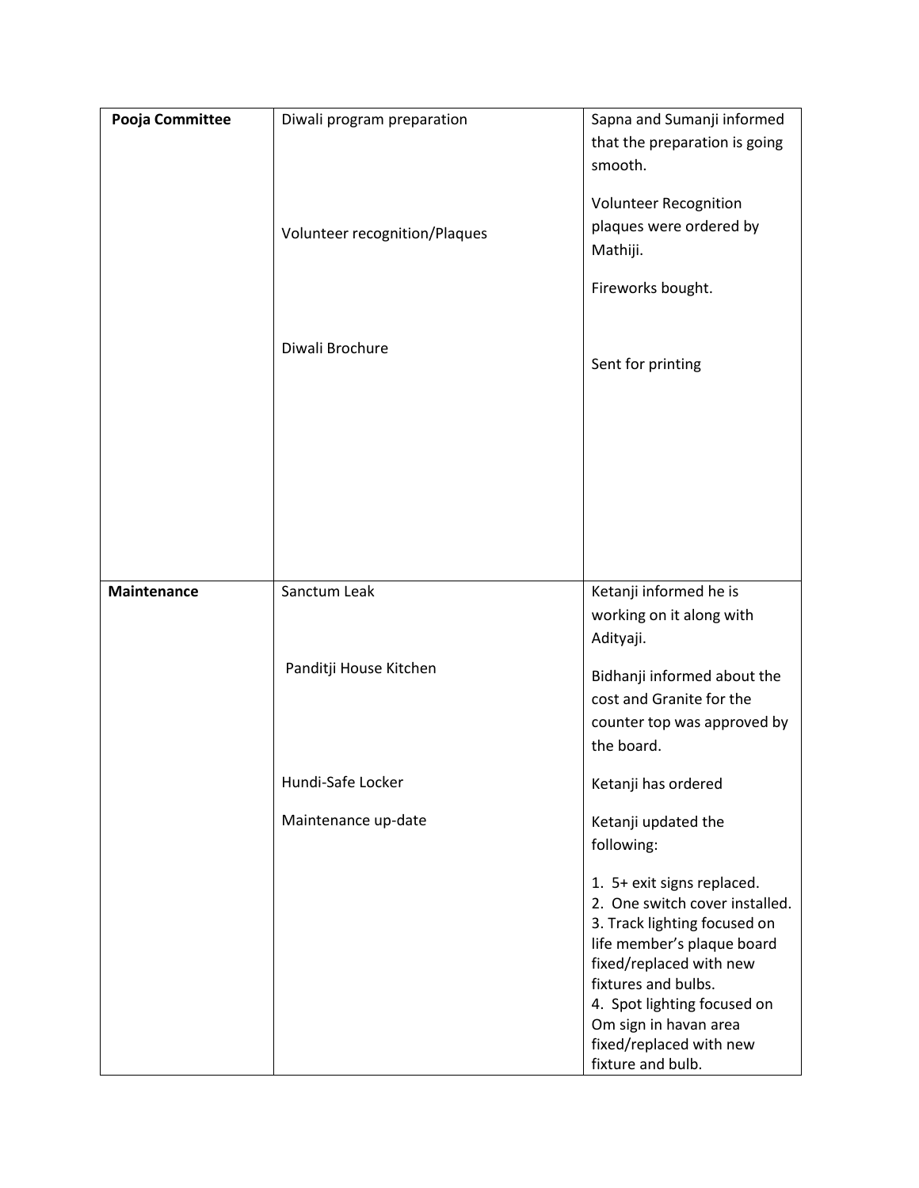| | | |
|---|---|---|
| **Pooja Committee** | Diwali program preparation<br><br>Volunteer recognition/Plaques<br><br>Diwali Brochure | Sapna and Sumanji informed that the preparation is going smooth.<br><br>Volunteer Recognition plaques were ordered by Mathiji.<br><br>Fireworks bought.<br><br>Sent for printing |
| **Maintenance** | Sanctum Leak<br><br>Panditji House Kitchen<br><br>Hundi-Safe Locker<br><br>Maintenance up-date | Ketanji informed he is working on it along with Adityaji.<br><br>Bidhanji informed about the cost and Granite for the counter top was approved by the board.<br><br>Ketanji has ordered<br><br>Ketanji updated the following:<br><br>1. 5+ exit signs replaced.<br>2. One switch cover installed.<br>3. Track lighting focused on life member's plaque board fixed/replaced with new fixtures and bulbs.<br>4. Spot lighting focused on Om sign in havan area fixed/replaced with new fixture and bulb. |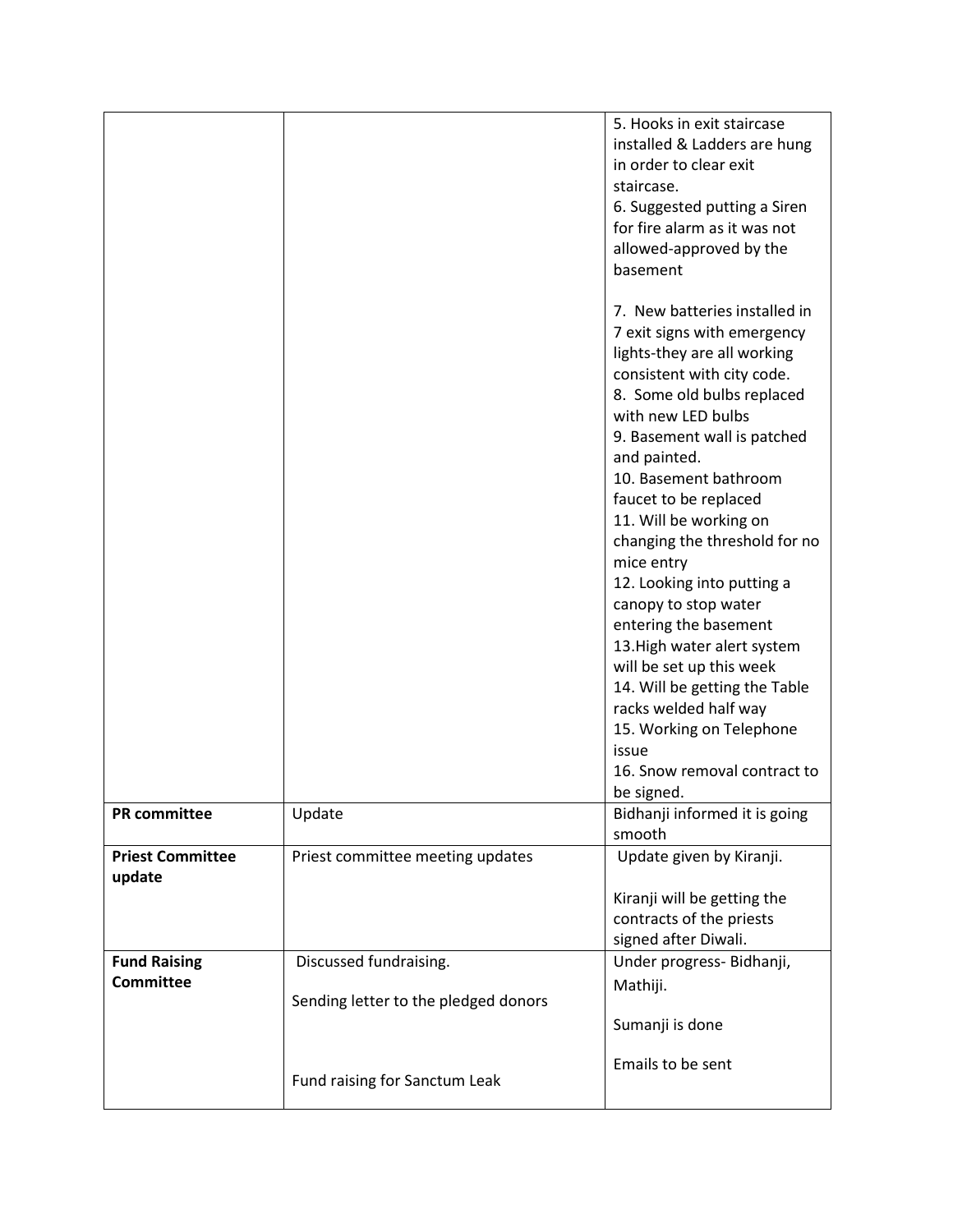| | | |
|---|---|---|
| | | 5. Hooks in exit staircase installed & Ladders are hung in order to clear exit staircase.<br>6. Suggested putting a Siren for fire alarm as it was not allowed-approved by the basement<br><br>7. New batteries installed in 7 exit signs with emergency lights-they are all working consistent with city code.<br>8. Some old bulbs replaced with new LED bulbs<br>9. Basement wall is patched and painted.<br>10. Basement bathroom faucet to be replaced<br>11. Will be working on changing the threshold for no mice entry<br>12. Looking into putting a canopy to stop water entering the basement<br>13.High water alert system will be set up this week<br>14. Will be getting the Table racks welded half way<br>15. Working on Telephone issue<br>16. Snow removal contract to be signed. |
| **PR committee** | Update | Bidhanji informed it is going smooth |
| **Priest Committee update** | Priest committee meeting updates | Update given by Kiranji.<br><br>Kiranji will be getting the contracts of the priests signed after Diwali. |
| **Fund Raising Committee** | Discussed fundraising.<br><br>Sending letter to the pledged donors<br><br><br>Fund raising for Sanctum Leak | Under progress- Bidhanji, Mathiji.<br><br>Sumanji is done<br><br>Emails to be sent |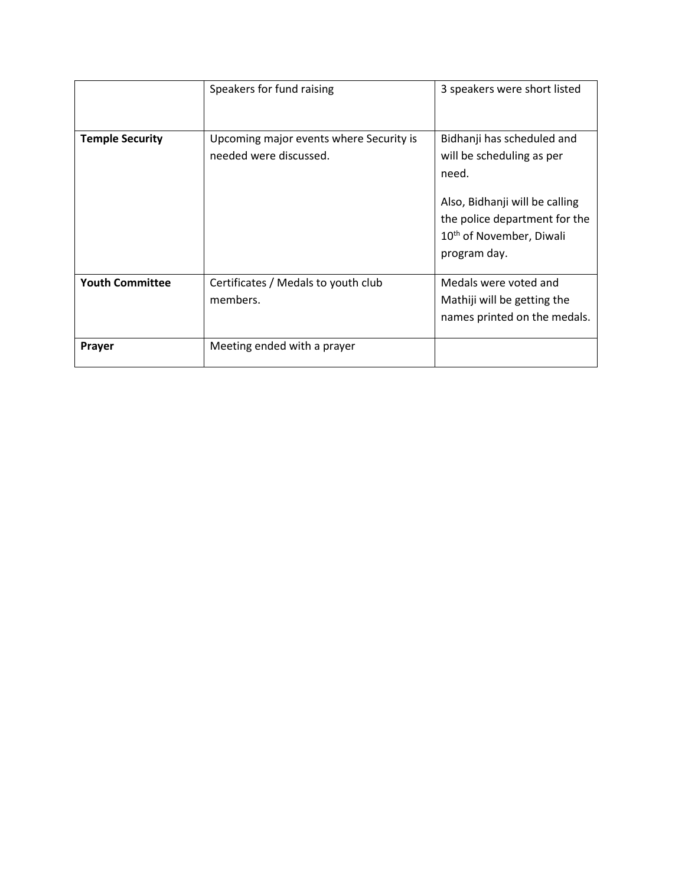| | | |
|---|---|---|
| | Speakers for fund raising | 3 speakers were short listed |
| **Temple Security** | Upcoming major events where Security is needed were discussed. | Bidhanji has scheduled and will be scheduling as per need.<br><br>Also, Bidhanji will be calling the police department for the 10th of November, Diwali program day. |
| **Youth Committee** | Certificates / Medals to youth club members. | Medals were voted and Mathiji will be getting the names printed on the medals. |
| **Prayer** | Meeting ended with a prayer | |